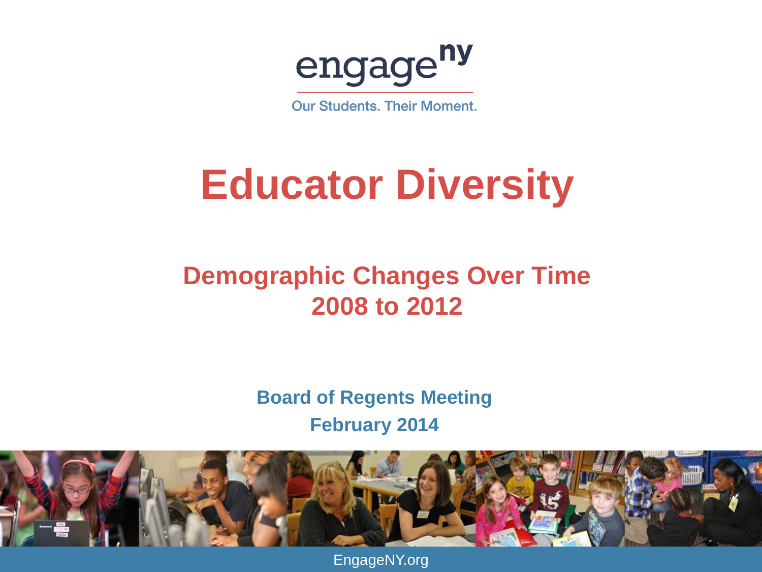engage^ny

Our Students. Their Moment.

# Educator Diversity

## Demographic Changes Over Time
## 2008 to 2012

**Board of Regents Meeting**

**February 2014**

EngageNY.org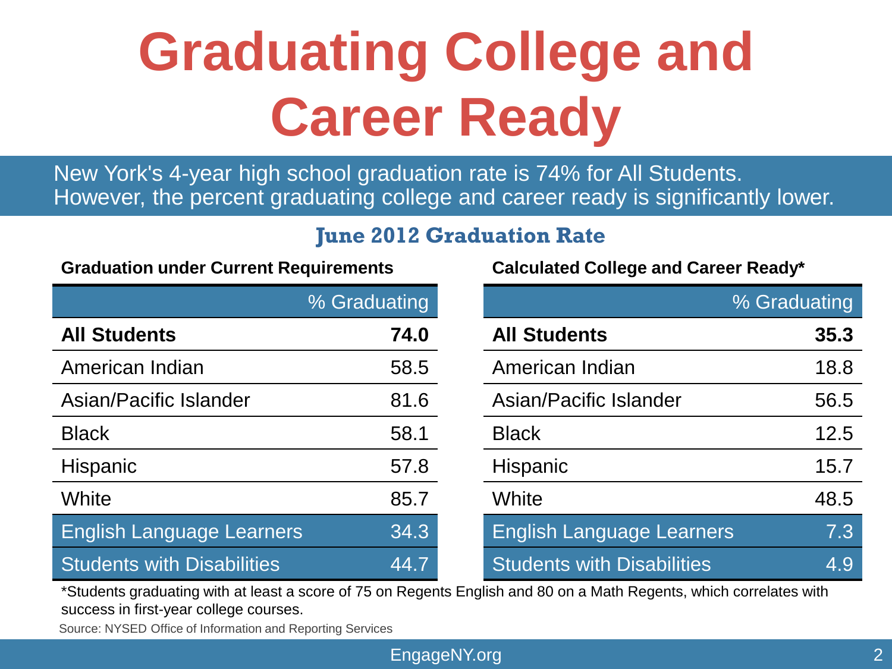# Graduating College and Career Ready

New York's 4-year high school graduation rate is 74% for All Students. However, the percent graduating college and career ready is significantly lower.

## June 2012 Graduation Rate

**Graduation under Current Requirements**

| | % Graduating |
|---|---|
| **All Students** | **74.0** |
| American Indian | 58.5 |
| Asian/Pacific Islander | 81.6 |
| Black | 58.1 |
| Hispanic | 57.8 |
| White | 85.7 |
| English Language Learners | 34.3 |
| Students with Disabilities | 44.7 |

**Calculated College and Career Ready***

| | % Graduating |
|---|---|
| **All Students** | **35.3** |
| American Indian | 18.8 |
| Asian/Pacific Islander | 56.5 |
| Black | 12.5 |
| Hispanic | 15.7 |
| White | 48.5 |
| English Language Learners | 7.3 |
| Students with Disabilities | 4.9 |

*Students graduating with at least a score of 75 on Regents English and 80 on a Math Regents, which correlates with success in first-year college courses.

Source: NYSED Office of Information and Reporting Services

EngageNY.org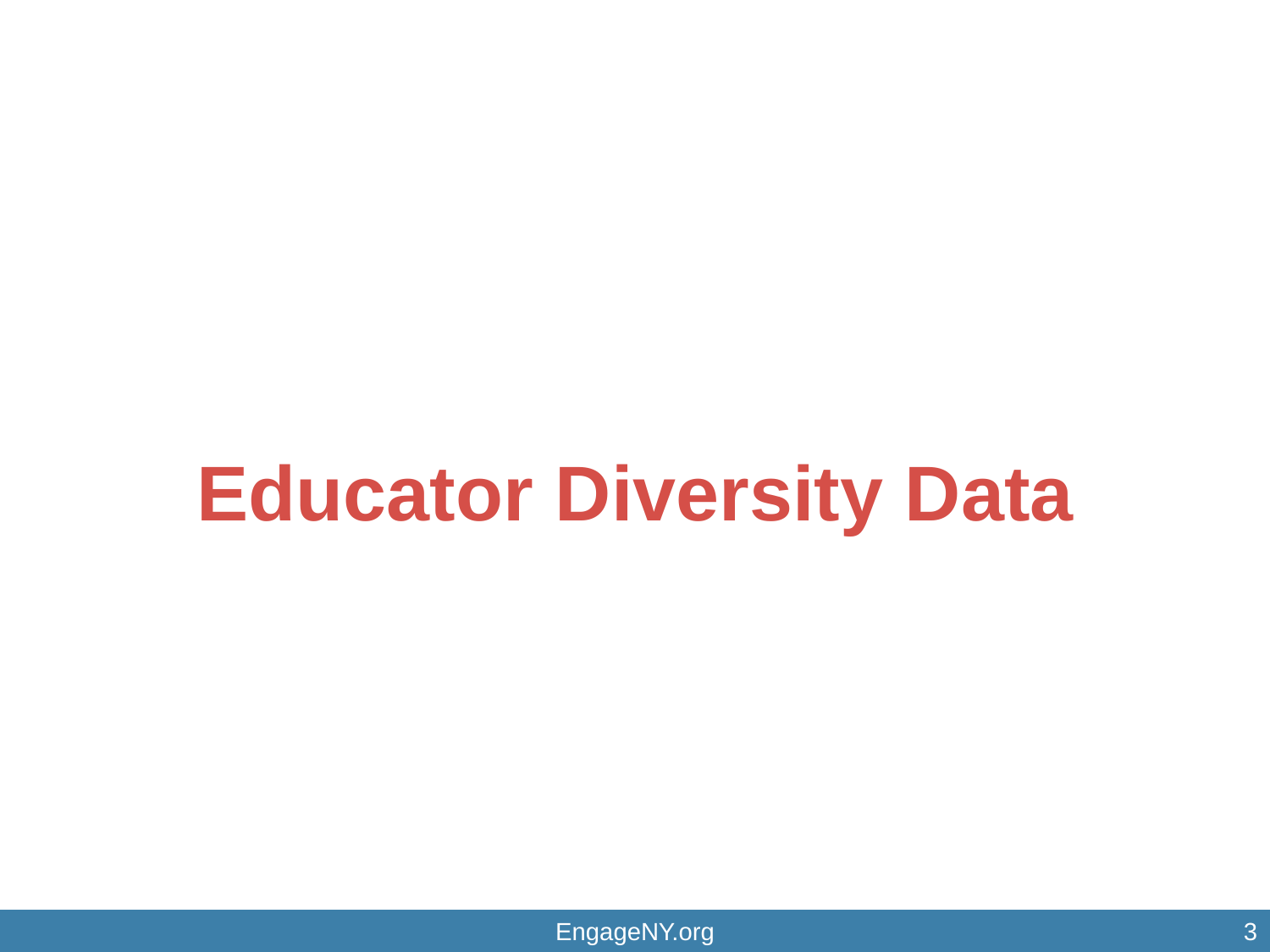# Educator Diversity Data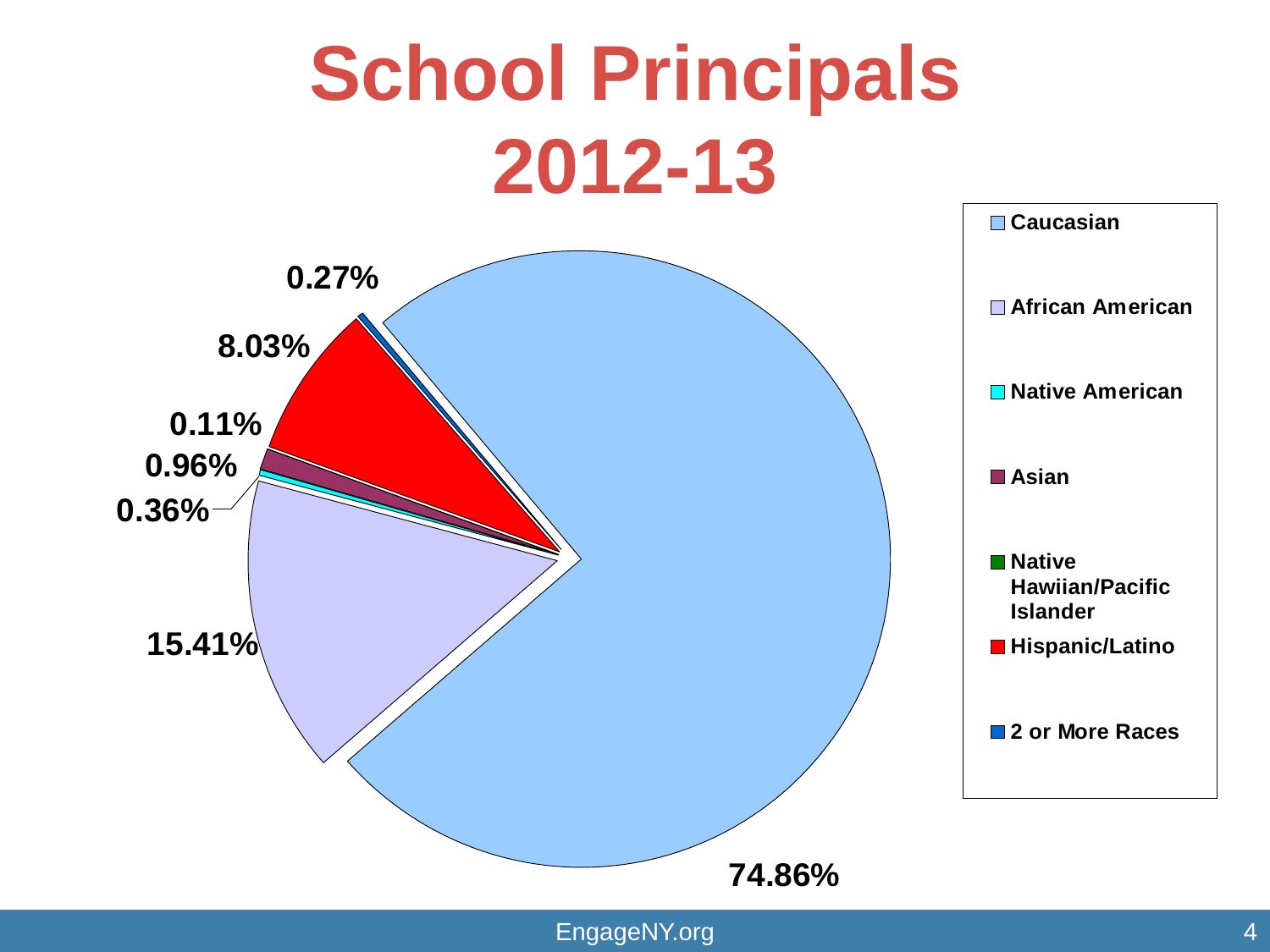# School Principals 2012-13

| Category | Percentage |
| --- | --- |
| Caucasian | 74.86% |
| African American | 15.41% |
| Native American | 0.36% |
| Asian | 0.96% |
| Native Hawiian/Pacific Islander | 0.11% |
| Hispanic/Latino | 8.03% |
| 2 or More Races | 0.27% |

EngageNY.org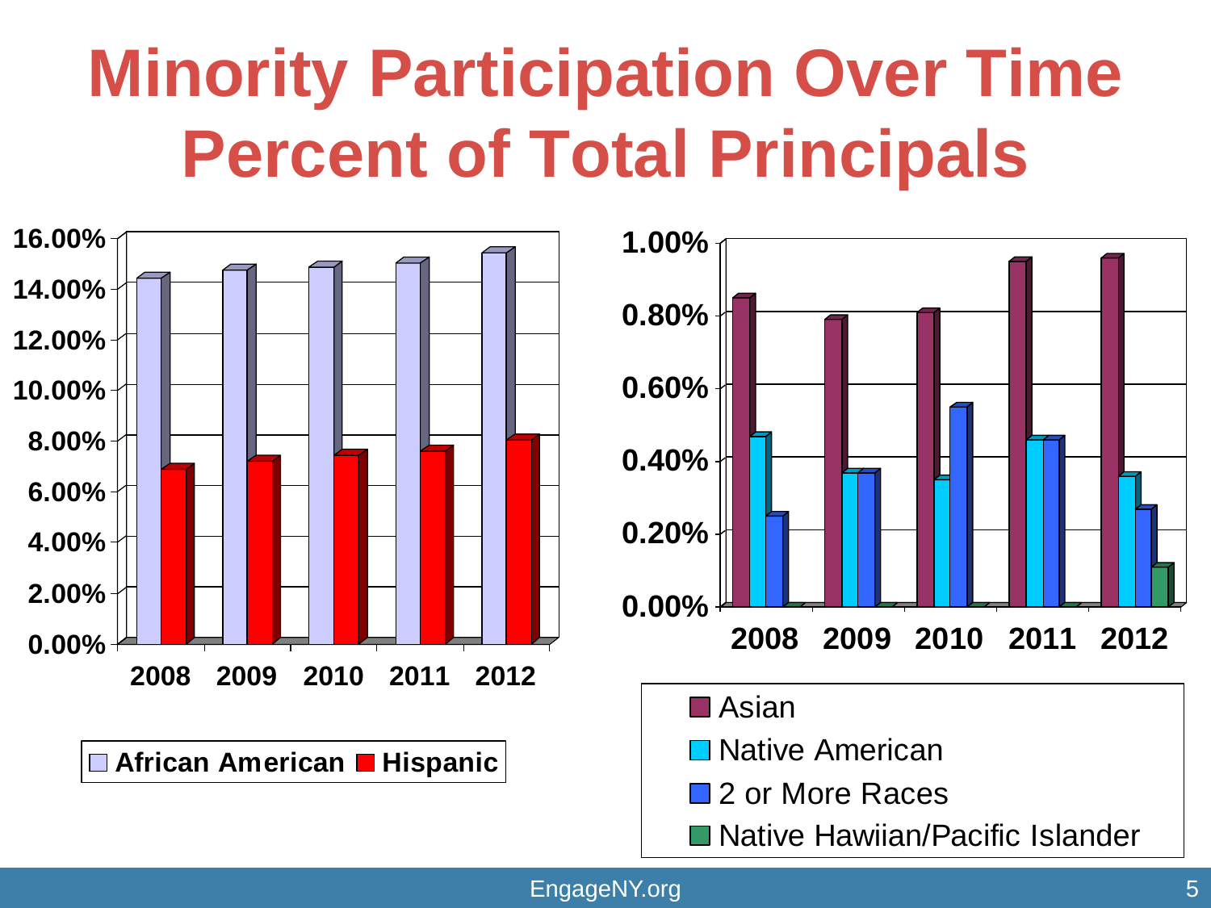# Minority Participation Over Time
# Percent of Total Principals

16.00%
14.00%
12.00%
10.00%
8.00%
6.00%
4.00%
2.00%
0.00%

2008 2009 2010 2011 2012

African American Hispanic

1.00%
0.80%
0.60%
0.40%
0.20%
0.00%

2008 2009 2010 2011 2012

Asian
Native American
2 or More Races
Native Hawiian/Pacific Islander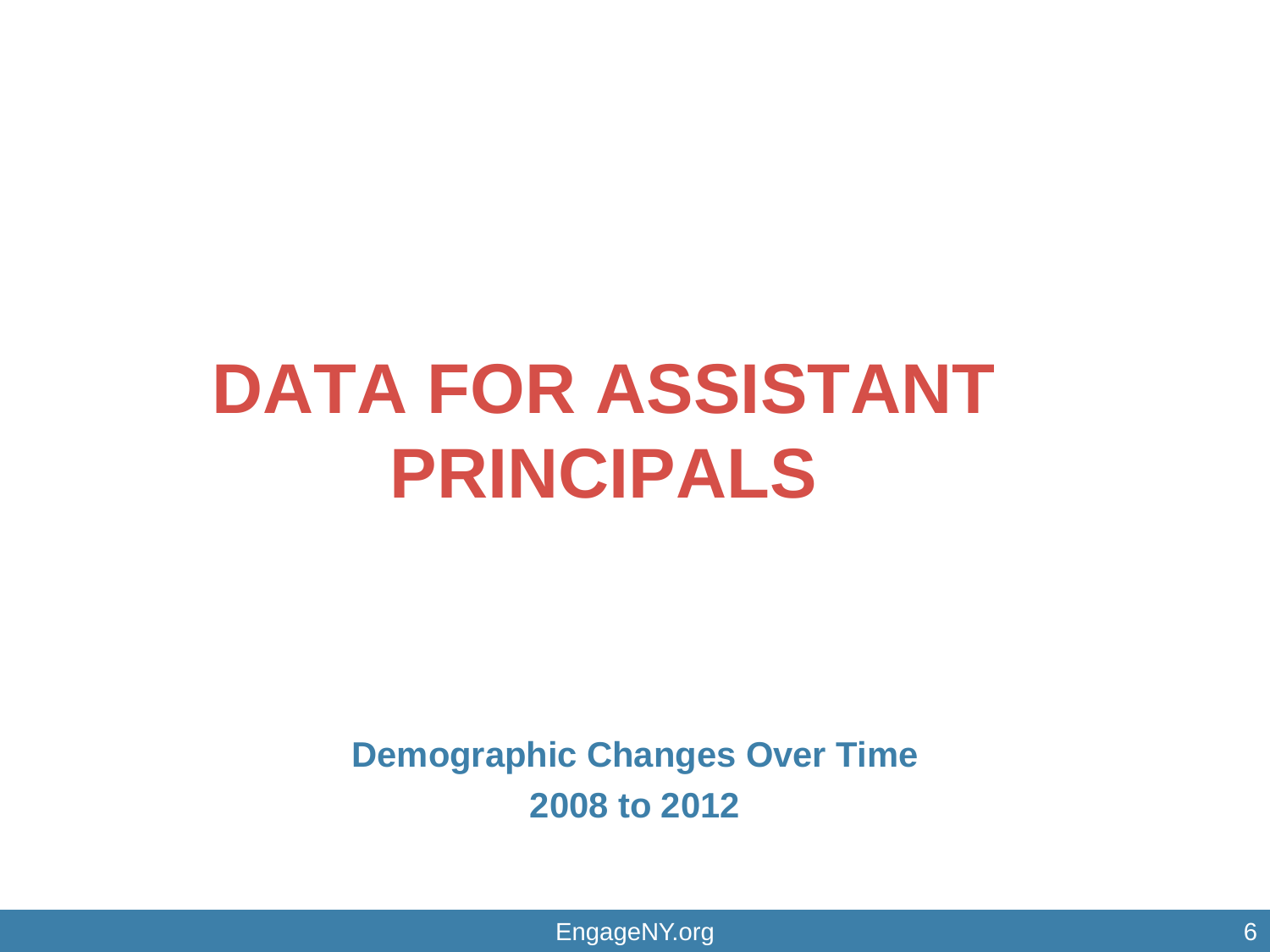# DATA FOR ASSISTANT PRINCIPALS

**Demographic Changes Over Time**

**2008 to 2012**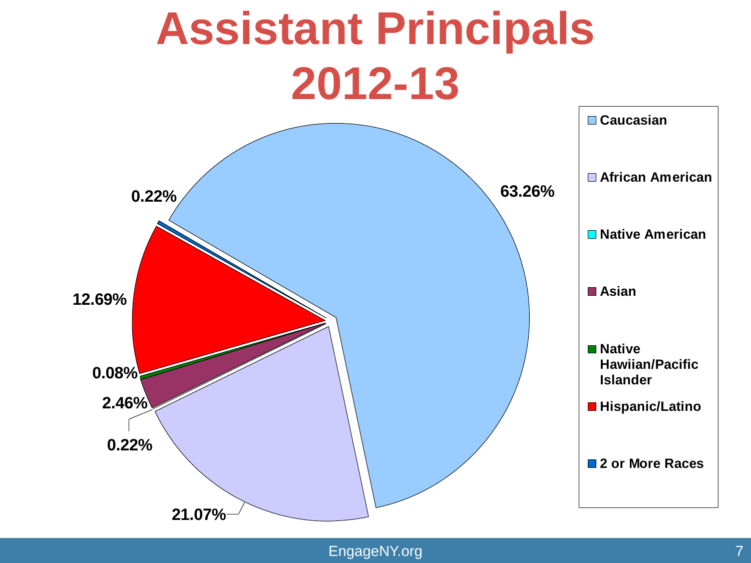# Assistant Principals 2012-13

- Caucasian: 63.26%
- African American: 21.07%
- Native American: 0.22%
- Asian: 2.46%
- Native Hawiian/Pacific Islander: 0.08%
- Hispanic/Latino: 12.69%
- 2 or More Races: 0.22%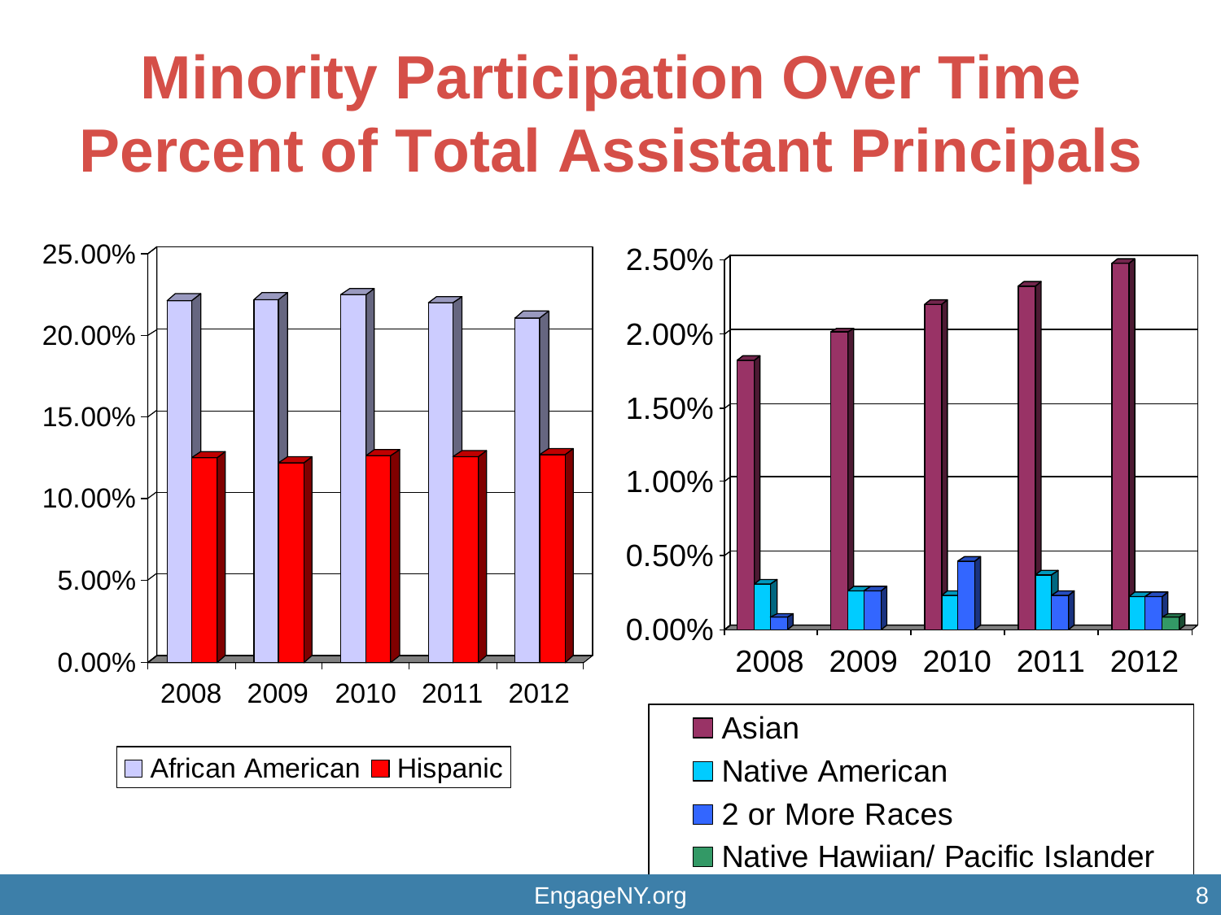# Minority Participation Over Time Percent of Total Assistant Principals

25.00%
20.00%
15.00%
10.00%
5.00%
0.00%

2008 2009 2010 2011 2012

African American Hispanic

2.50%
2.00%
1.50%
1.00%
0.50%
0.00%

2008 2009 2010 2011 2012

Asian
Native American
2 or More Races
Native Hawiian/ Pacific Islander

EngageNY.org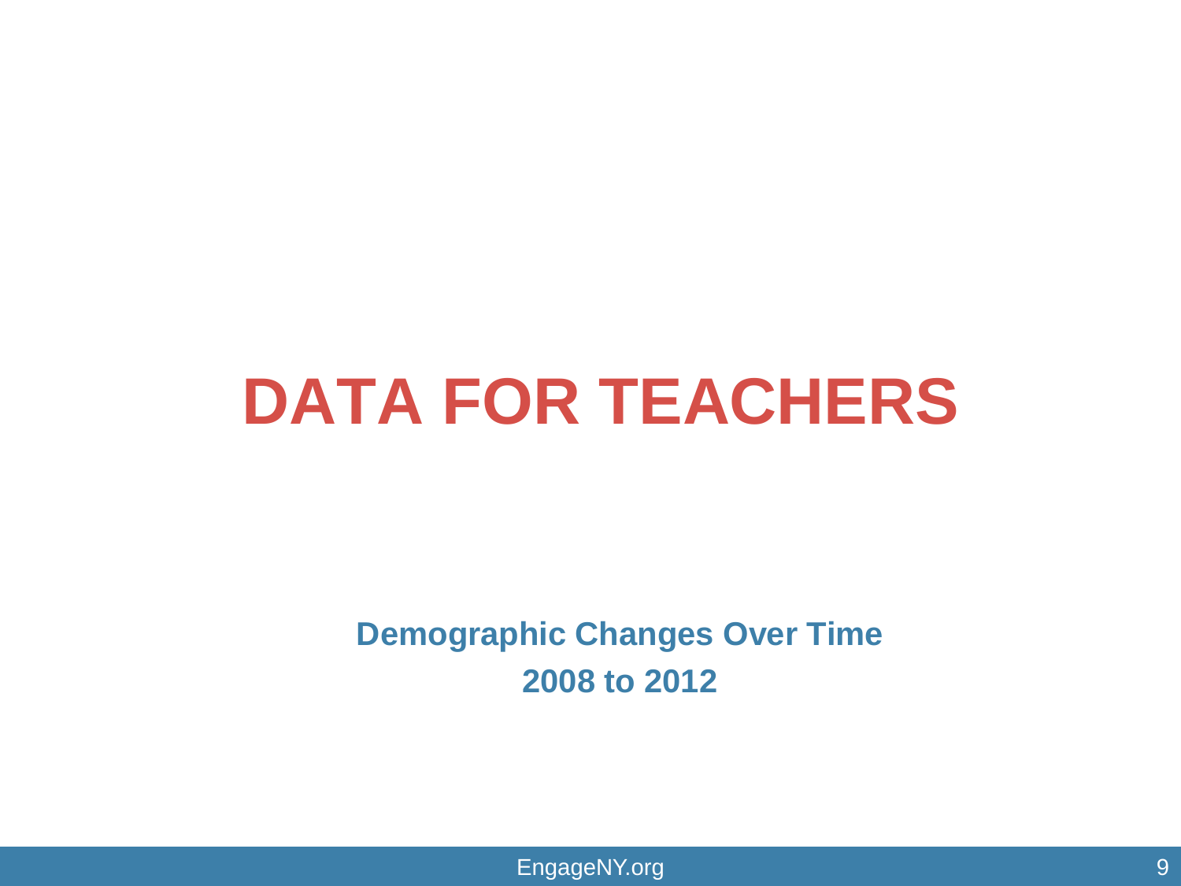# DATA FOR TEACHERS

**Demographic Changes Over Time**

**2008 to 2012**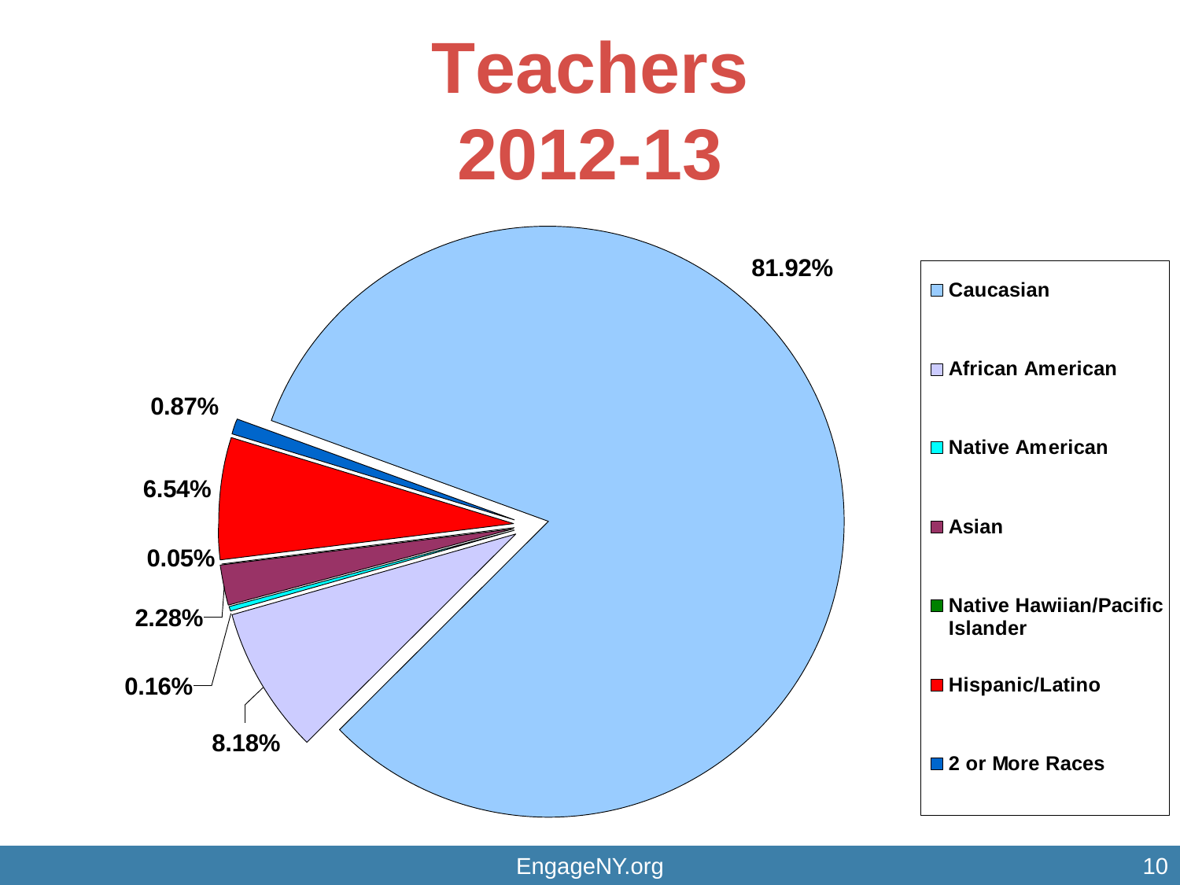# Teachers 2012-13

| Group | Percentage |
| --- | --- |
| Caucasian | 81.92% |
| African American | 8.18% |
| Native American | 0.16% |
| Asian | 2.28% |
| Native Hawiian/Pacific Islander | 0.05% |
| Hispanic/Latino | 6.54% |
| 2 or More Races | 0.87% |

EngageNY.org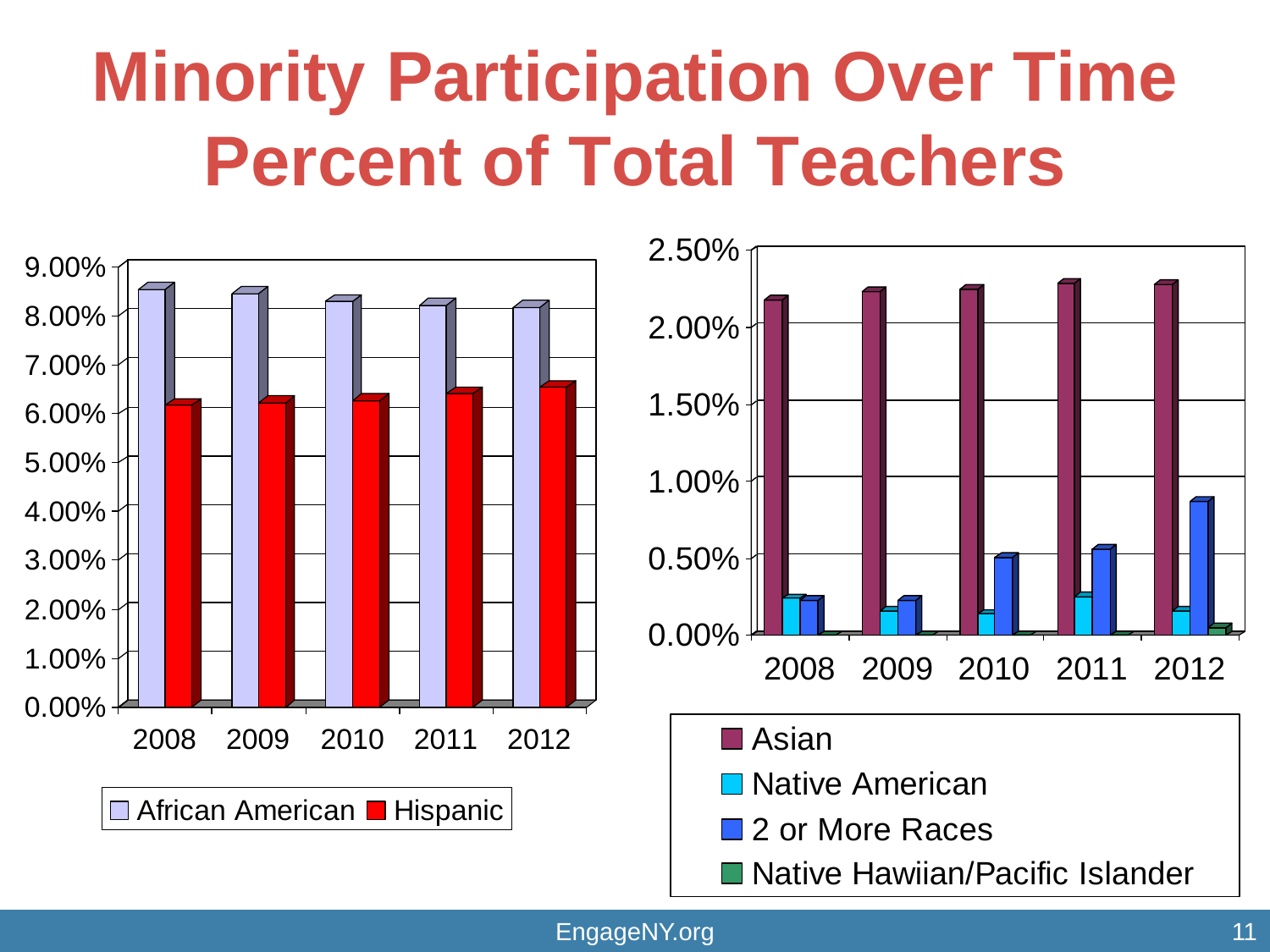# Minority Participation Over Time
# Percent of Total Teachers

9.00%
8.00%
7.00%
6.00%
5.00%
4.00%
3.00%
2.00%
1.00%
0.00%

2008 2009 2010 2011 2012

African American Hispanic

2.50%
2.00%
1.50%
1.00%
0.50%
0.00%

2008 2009 2010 2011 2012

- Asian
- Native American
- 2 or More Races
- Native Hawiian/Pacific Islander

EngageNY.org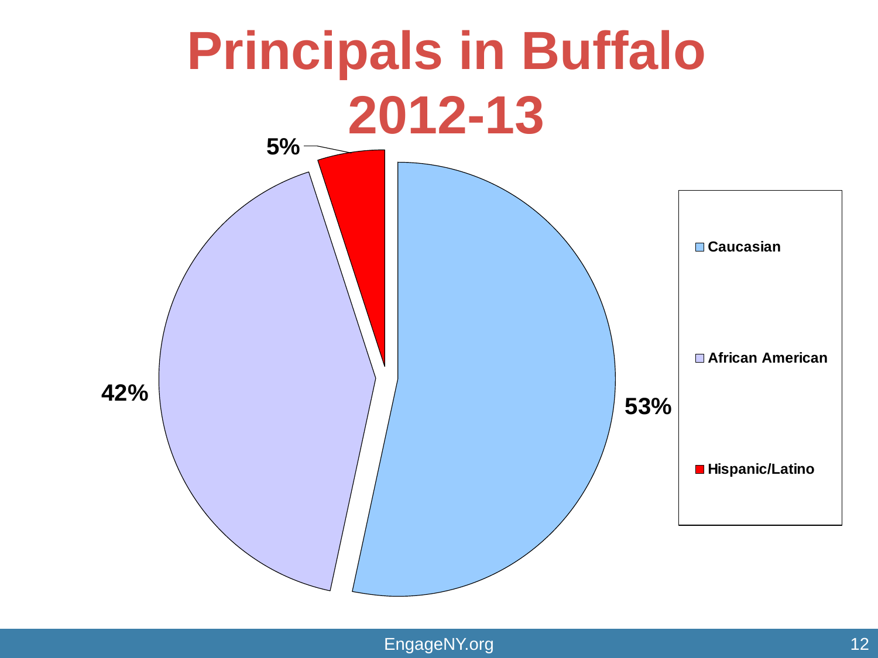# Principals in Buffalo 2012-13

| Group | Percentage |
| --- | --- |
| Caucasian | 53% |
| African American | 42% |
| Hispanic/Latino | 5% |

EngageNY.org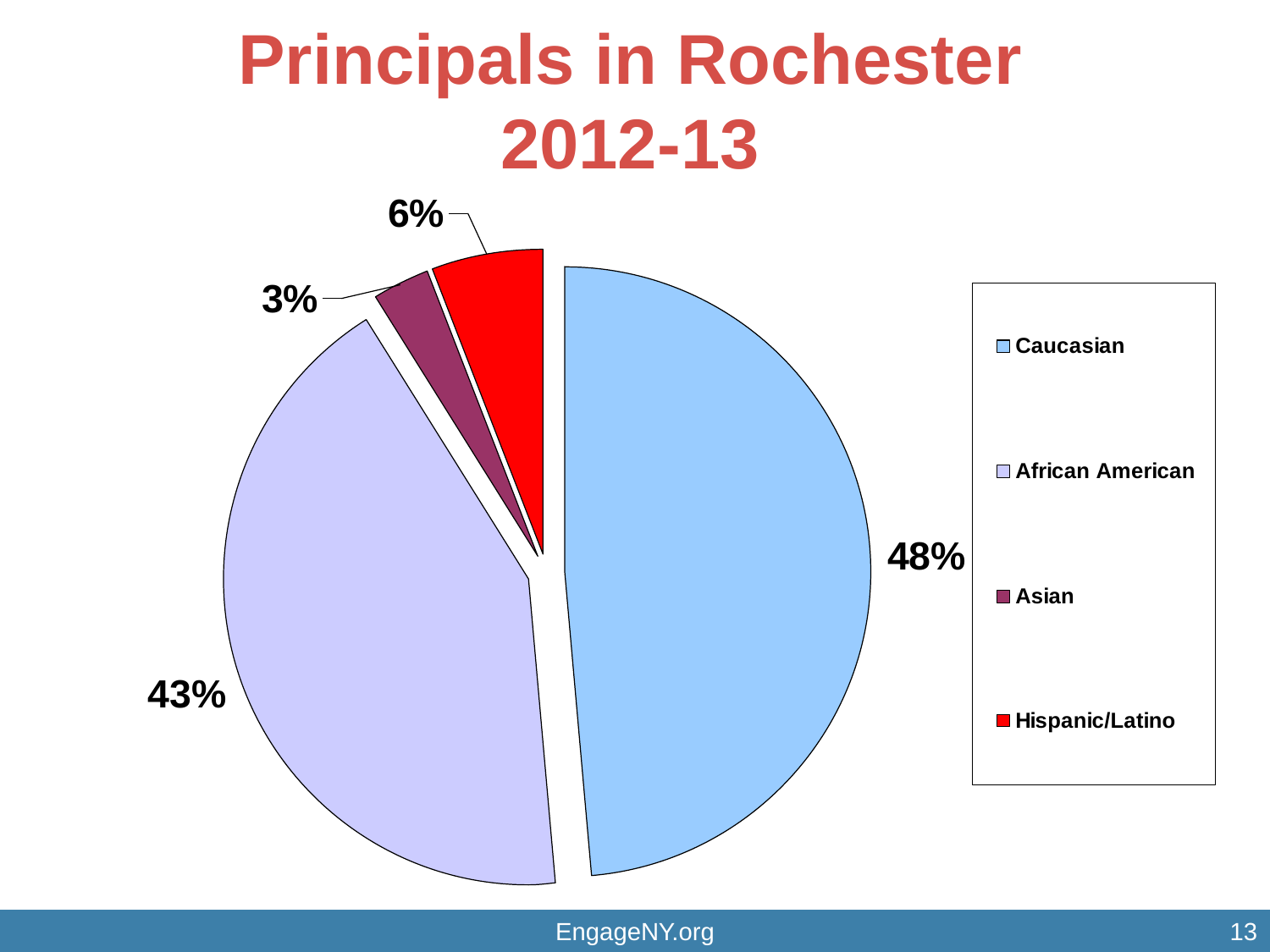# Principals in Rochester 2012-13

| Group | Percentage |
| --- | --- |
| Caucasian | 48% |
| African American | 43% |
| Asian | 3% |
| Hispanic/Latino | 6% |

EngageNY.org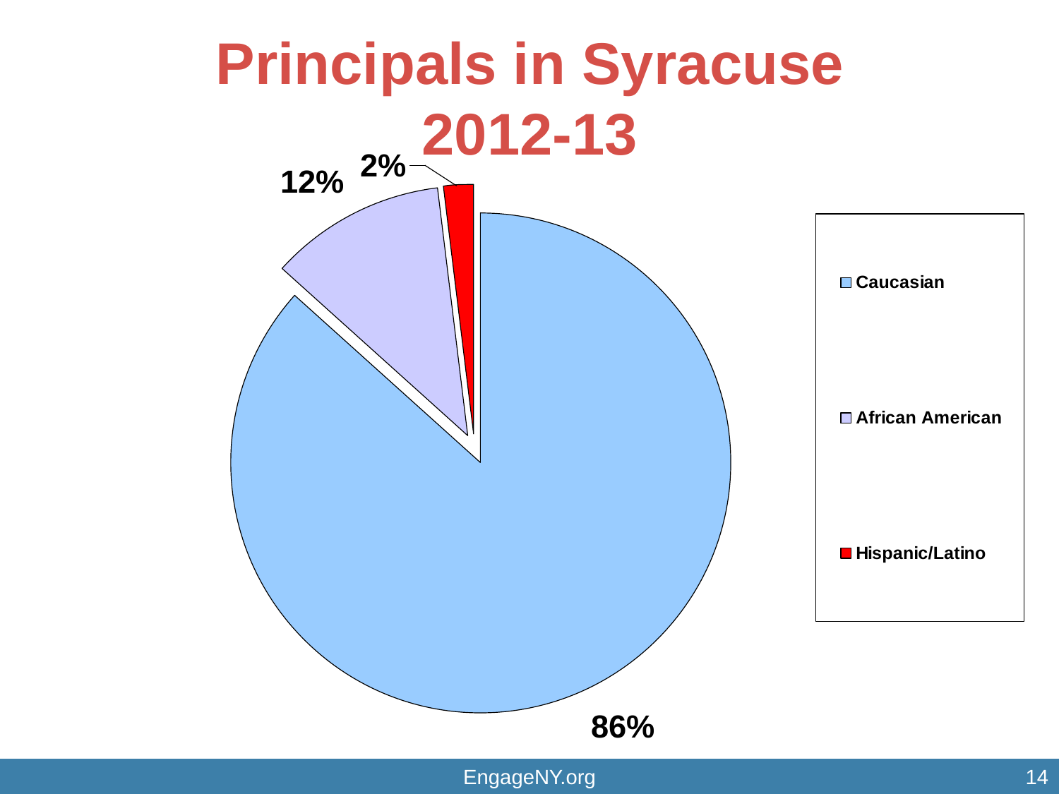# Principals in Syracuse 2012-13

| Group | Percentage |
| --- | --- |
| Caucasian | 86% |
| African American | 12% |
| Hispanic/Latino | 2% |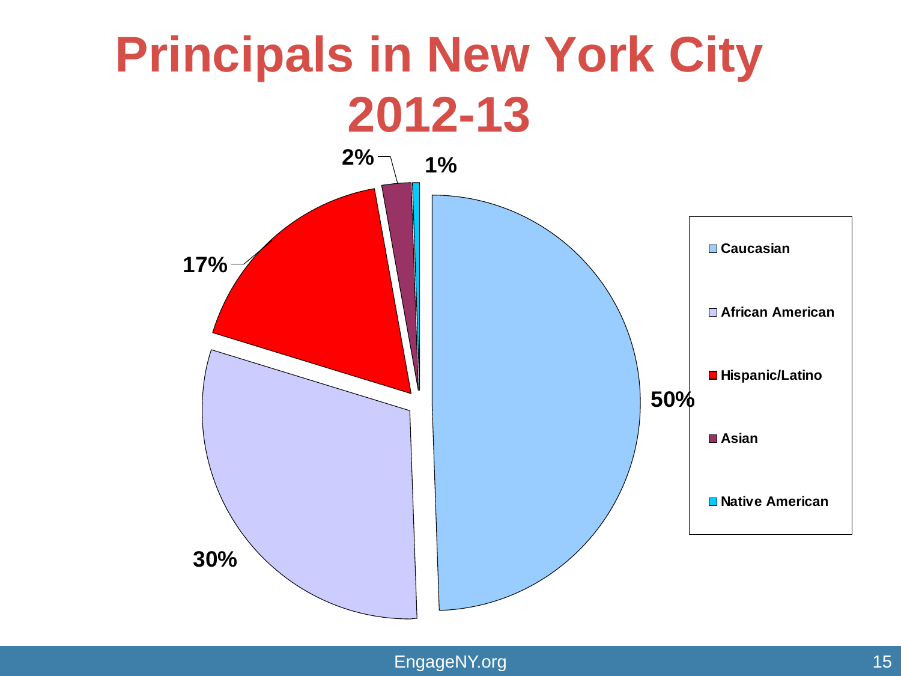# Principals in New York City 2012-13

| Group | Percentage |
| --- | --- |
| Caucasian | 50% |
| African American | 30% |
| Hispanic/Latino | 17% |
| Asian | 2% |
| Native American | 1% |

EngageNY.org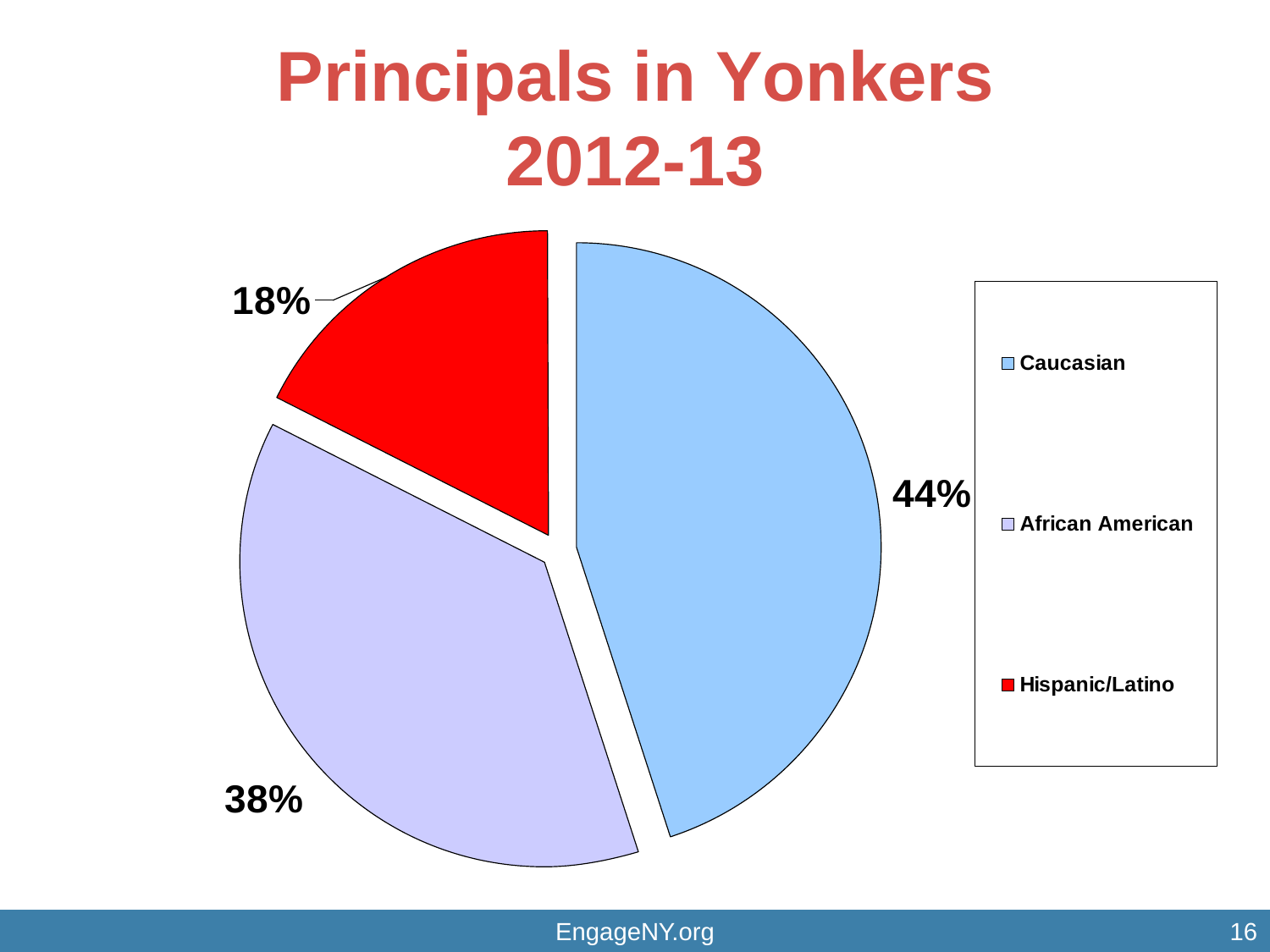# Principals in Yonkers 2012-13

| Group | Percentage |
|---|---|
| Caucasian | 44% |
| African American | 38% |
| Hispanic/Latino | 18% |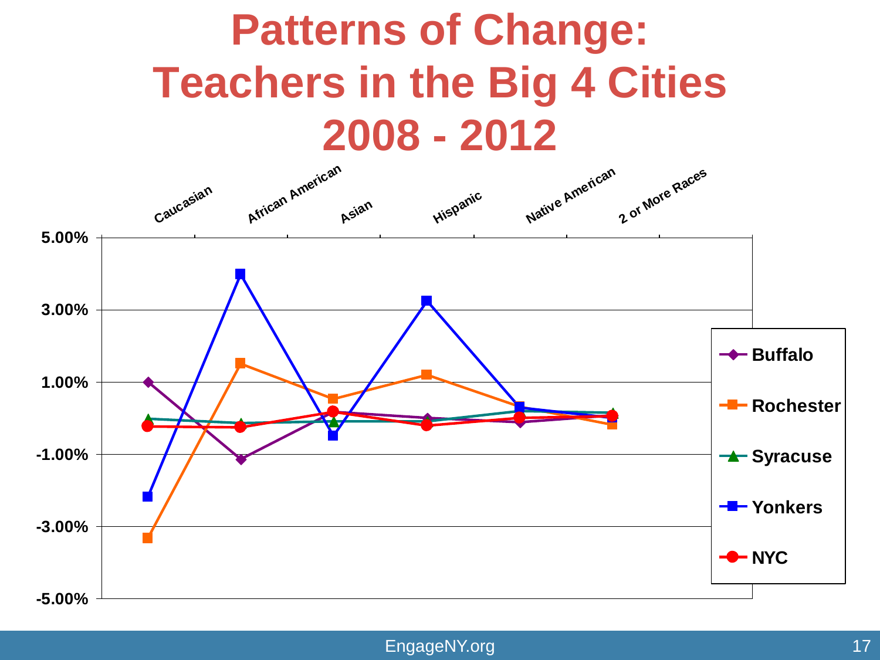# Patterns of Change: Teachers in the Big 4 Cities 2008 - 2012

Caucasian | African American | Asian | Hispanic | Native American | 2 or More Races

5.00%
3.00%
1.00%
-1.00%
-3.00%
-5.00%

- Buffalo
- Rochester
- Syracuse
- Yonkers
- NYC

EngageNY.org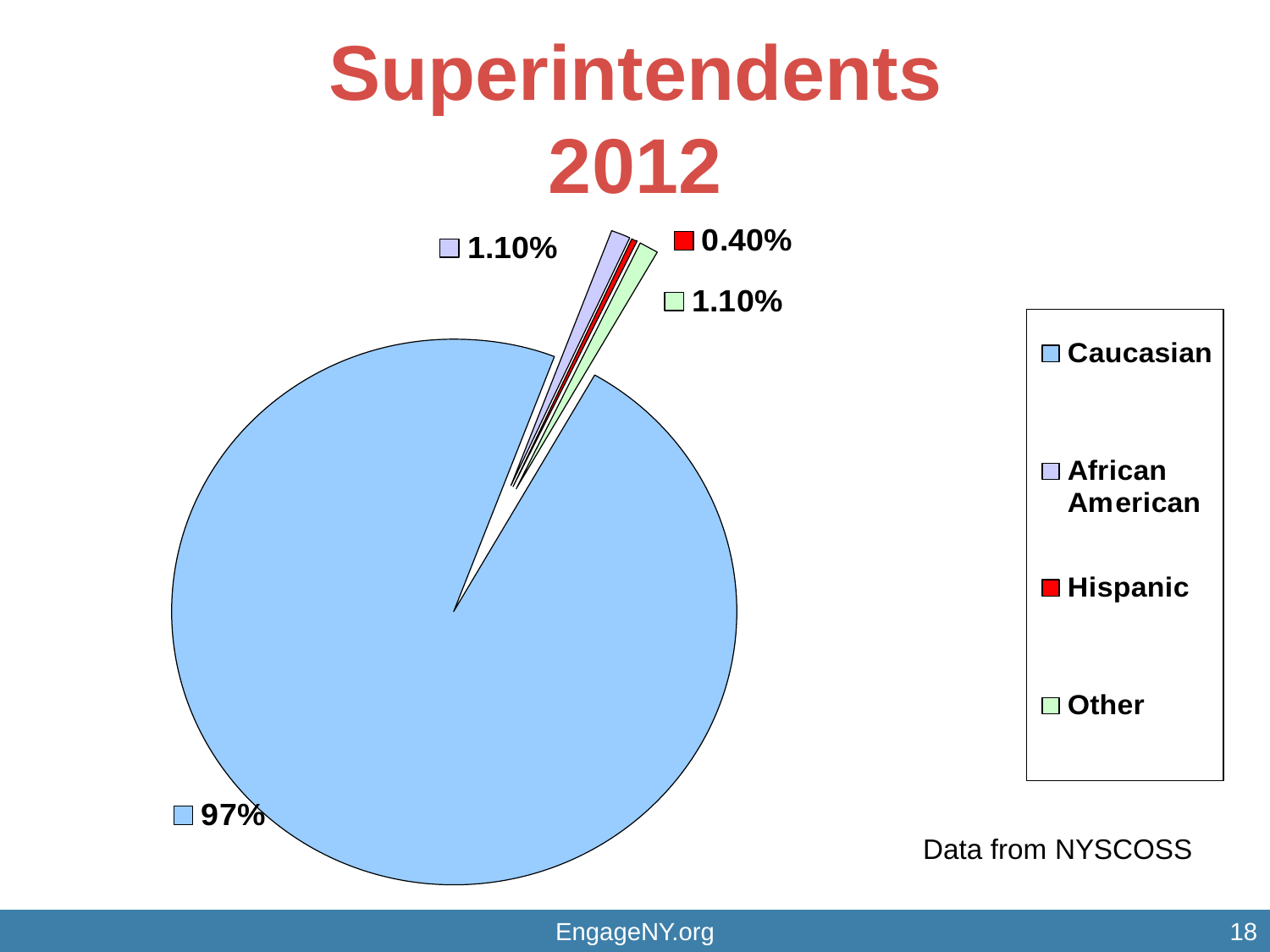# Superintendents 2012

| Group | Percentage |
| --- | --- |
| Caucasian | 97% |
| African American | 1.10% |
| Hispanic | 0.40% |
| Other | 1.10% |

Data from NYSCOSS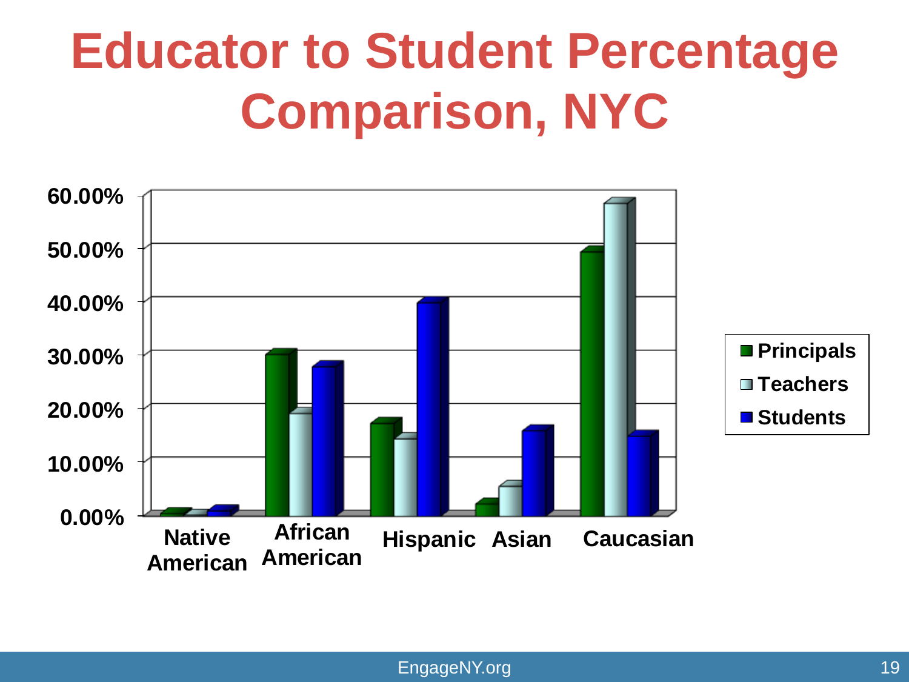# Educator to Student Percentage Comparison, NYC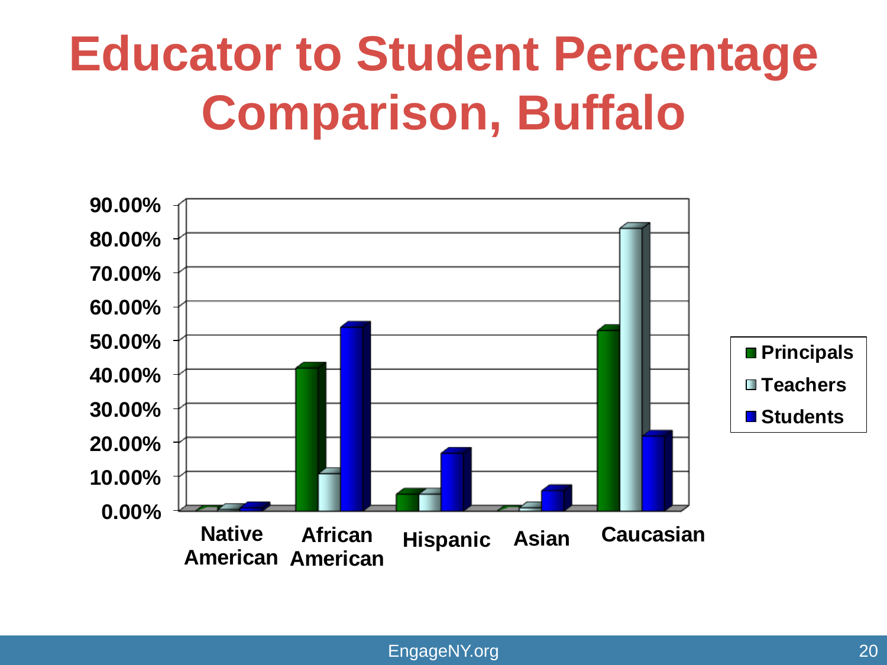# Educator to Student Percentage Comparison, Buffalo

90.00%
80.00%
70.00%
60.00%
50.00%
40.00%
30.00%
20.00%
10.00%
0.00%

Native American | African American | Hispanic | Asian | Caucasian

Principals
Teachers
Students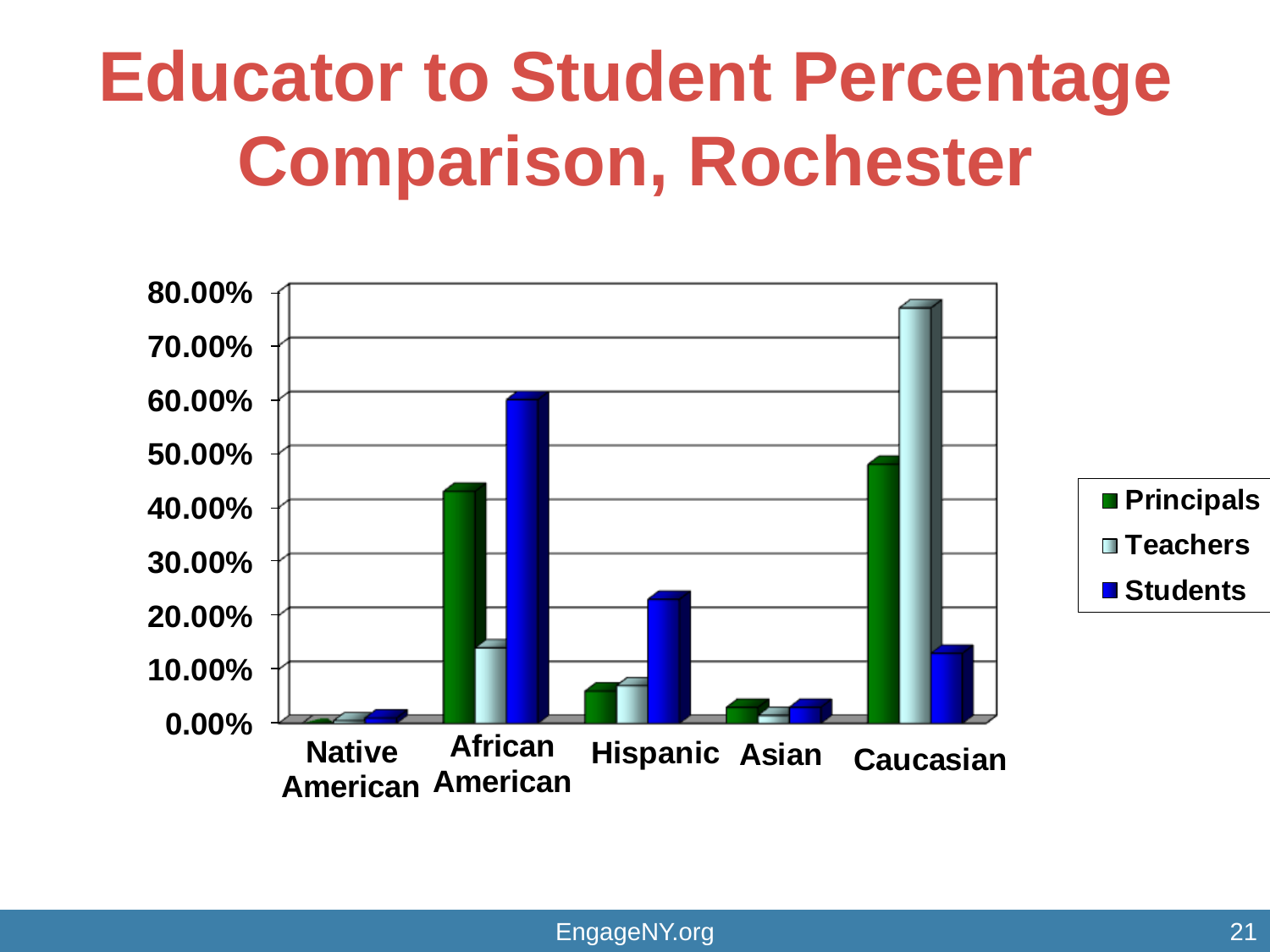# Educator to Student Percentage Comparison, Rochester

| | Principals | Teachers | Students |
|---|---|---|---|
| Native American | | | |
| African American | | | |
| Hispanic | | | |
| Asian | | | |
| Caucasian | | | |

80.00%
70.00%
60.00%
50.00%
40.00%
30.00%
20.00%
10.00%
0.00%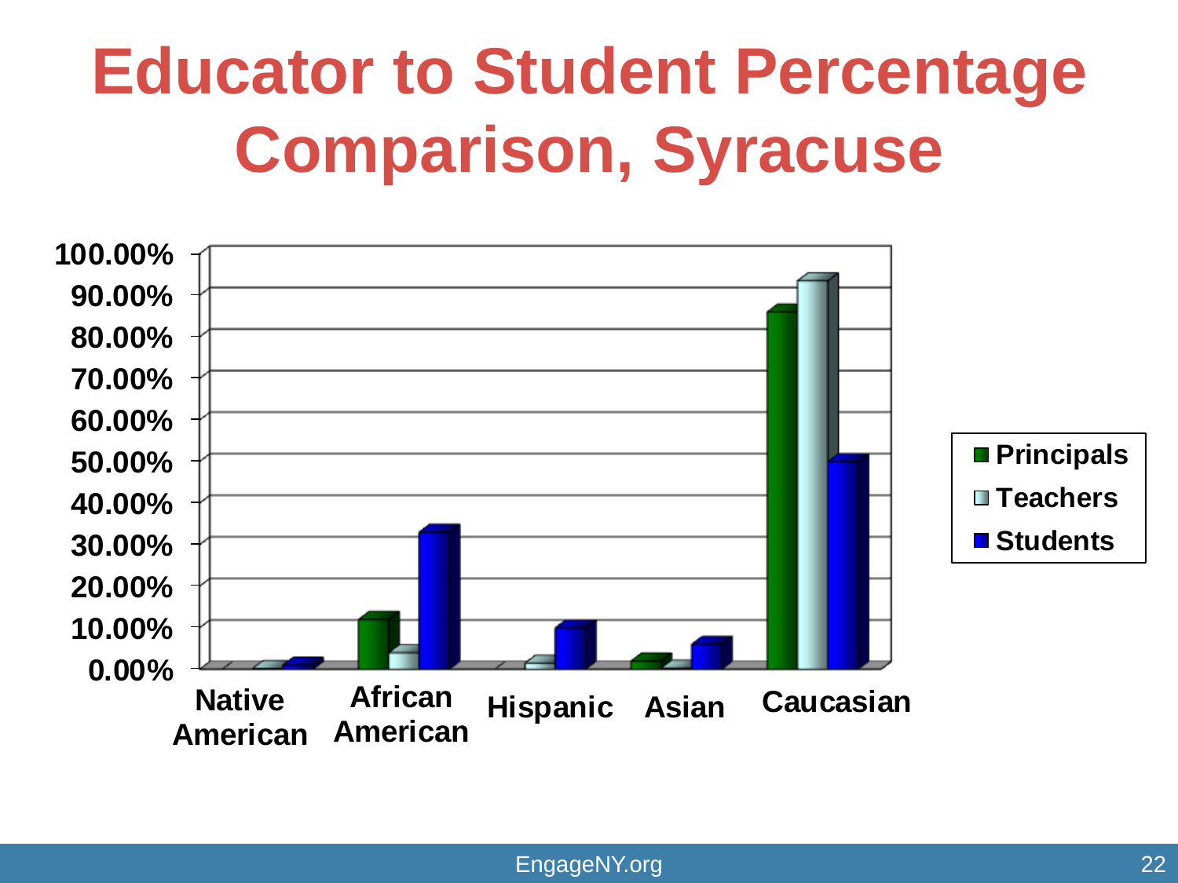# Educator to Student Percentage Comparison, Syracuse

100.00%
90.00%
80.00%
70.00%
60.00%
50.00%
40.00%
30.00%
20.00%
10.00%
0.00%

Native American | African American | Hispanic | Asian | Caucasian

- Principals
- Teachers
- Students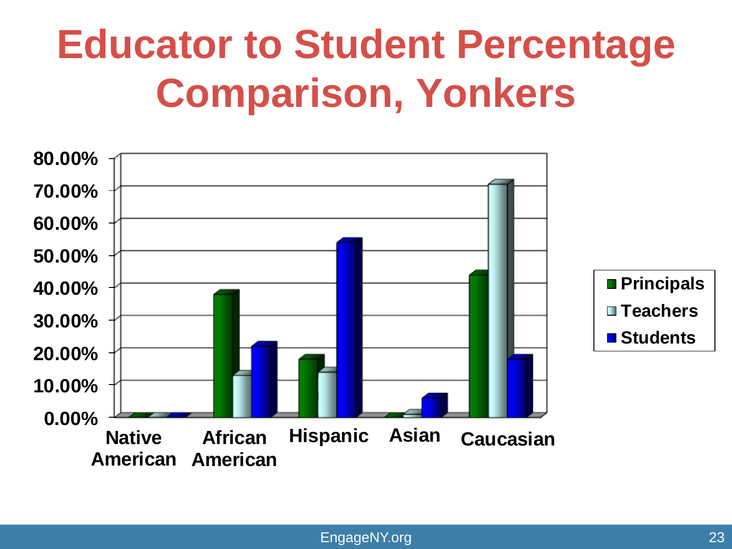# Educator to Student Percentage Comparison, Yonkers

80.00%
70.00%
60.00%
50.00%
40.00%
30.00%
20.00%
10.00%
0.00%

Native American | African American | Hispanic | Asian | Caucasian

- Principals
- Teachers
- Students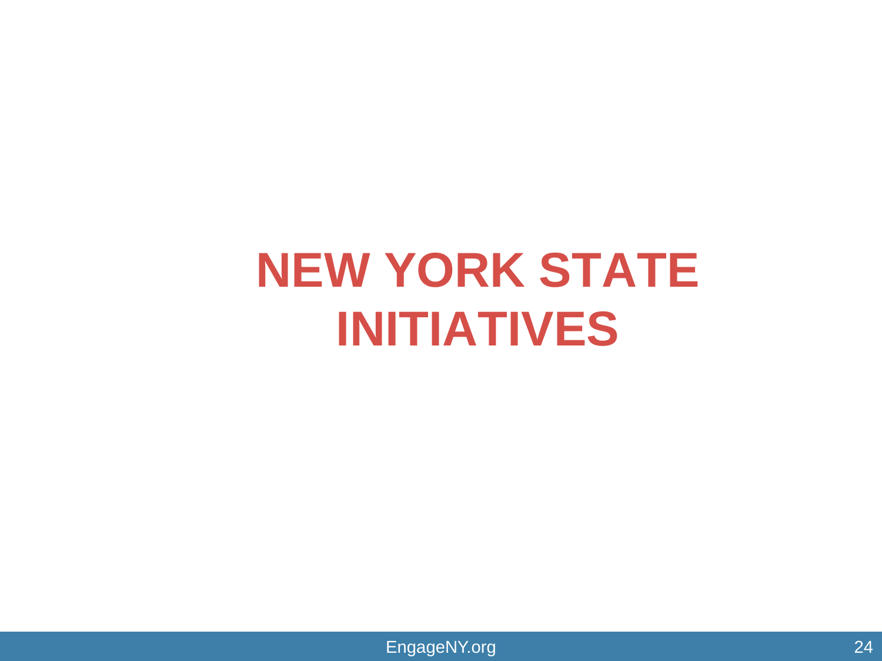# NEW YORK STATE INITIATIVES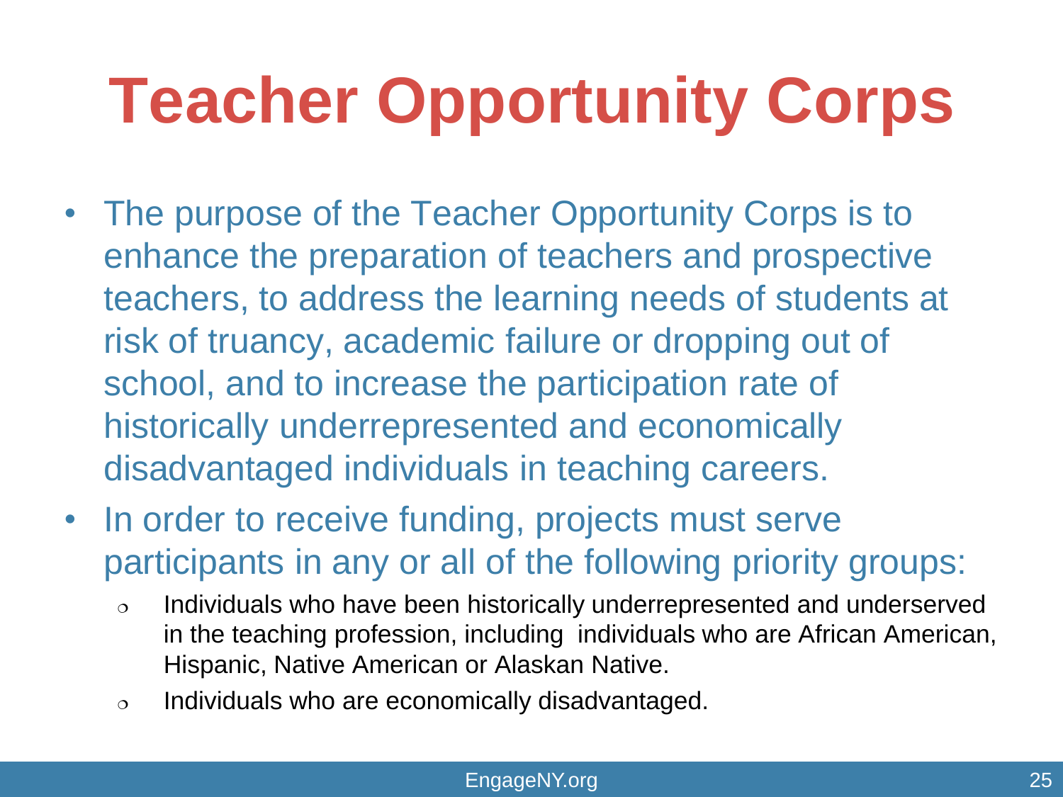# Teacher Opportunity Corps

- The purpose of the Teacher Opportunity Corps is to enhance the preparation of teachers and prospective teachers, to address the learning needs of students at risk of truancy, academic failure or dropping out of school, and to increase the participation rate of historically underrepresented and economically disadvantaged individuals in teaching careers.
- In order to receive funding, projects must serve participants in any or all of the following priority groups:
  - Individuals who have been historically underrepresented and underserved in the teaching profession, including individuals who are African American, Hispanic, Native American or Alaskan Native.
  - Individuals who are economically disadvantaged.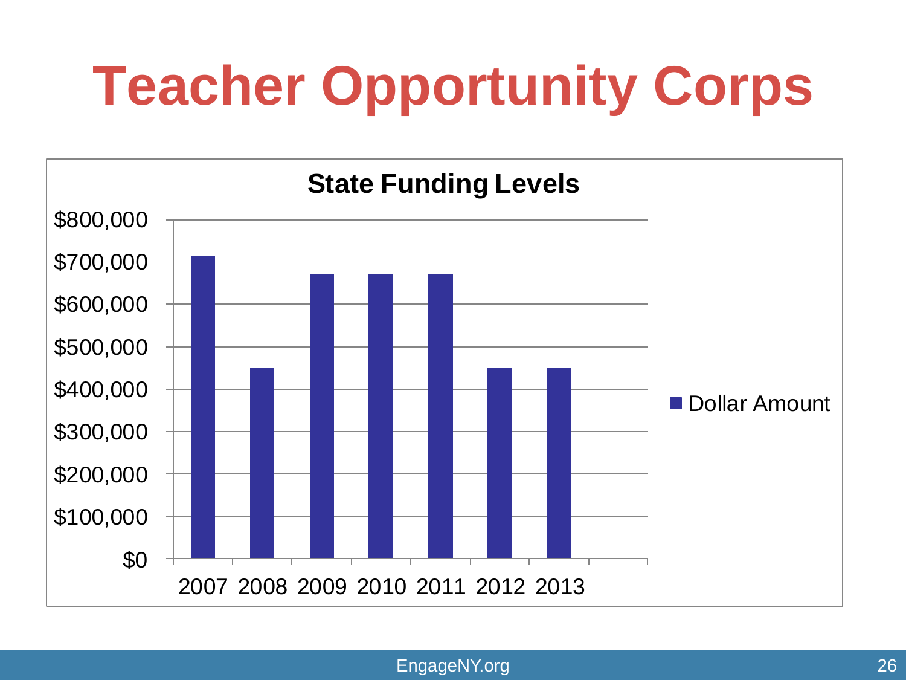# Teacher Opportunity Corps

**State Funding Levels**

| Year | Dollar Amount |
|---|---|
| 2007 | ~$715,000 |
| 2008 | ~$450,000 |
| 2009 | ~$672,000 |
| 2010 | ~$672,000 |
| 2011 | ~$672,000 |
| 2012 | ~$450,000 |
| 2013 | ~$450,000 |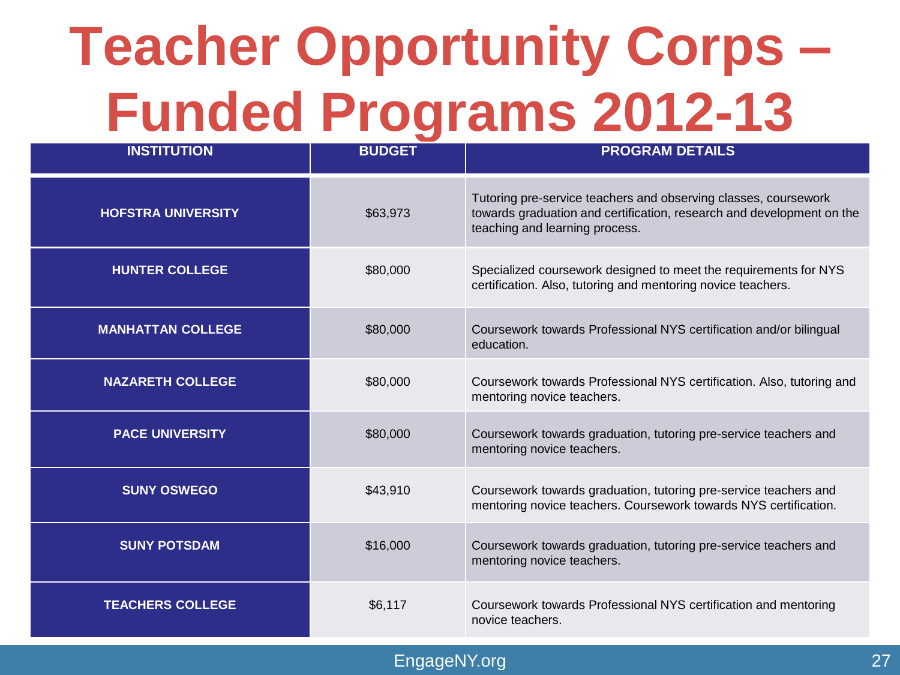# Teacher Opportunity Corps – Funded Programs 2012-13

| INSTITUTION | BUDGET | PROGRAM DETAILS |
|---|---|---|
| HOFSTRA UNIVERSITY | $63,973 | Tutoring pre-service teachers and observing classes, coursework towards graduation and certification, research and development on the teaching and learning process. |
| HUNTER COLLEGE | $80,000 | Specialized coursework designed to meet the requirements for NYS certification. Also, tutoring and mentoring novice teachers. |
| MANHATTAN COLLEGE | $80,000 | Coursework towards Professional NYS certification and/or bilingual education. |
| NAZARETH COLLEGE | $80,000 | Coursework towards Professional NYS certification. Also, tutoring and mentoring novice teachers. |
| PACE UNIVERSITY | $80,000 | Coursework towards graduation, tutoring pre-service teachers and mentoring novice teachers. |
| SUNY OSWEGO | $43,910 | Coursework towards graduation, tutoring pre-service teachers and mentoring novice teachers. Coursework towards NYS certification. |
| SUNY POTSDAM | $16,000 | Coursework towards graduation, tutoring pre-service teachers and mentoring novice teachers. |
| TEACHERS COLLEGE | $6,117 | Coursework towards Professional NYS certification and mentoring novice teachers. |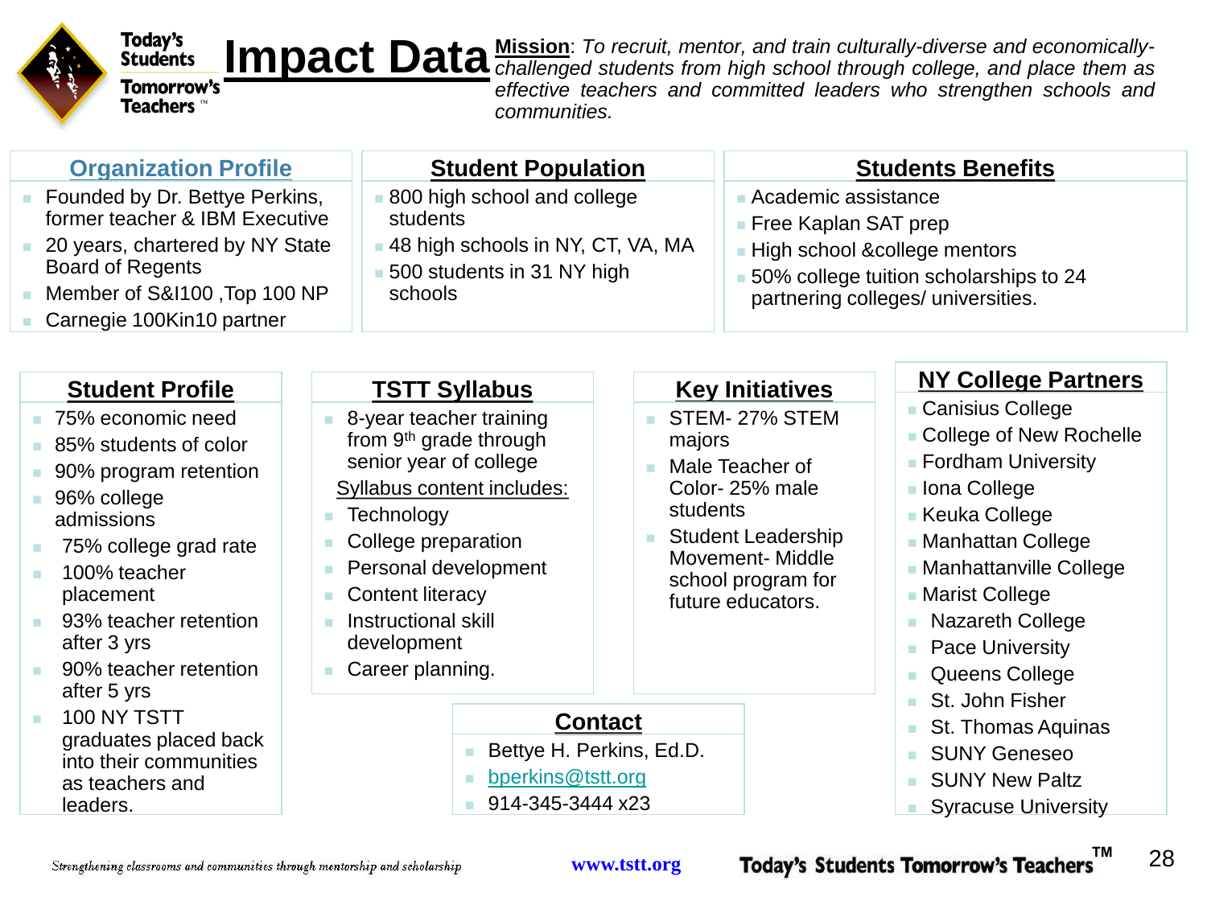Today's Students Tomorrow's Teachers™

# Impact Data

**Mission**: *To recruit, mentor, and train culturally-diverse and economically-challenged students from high school through college, and place them as effective teachers and committed leaders who strengthen schools and communities.*

## Organization Profile

- Founded by Dr. Bettye Perkins, former teacher & IBM Executive
- 20 years, chartered by NY State Board of Regents
- Member of S&I100 ,Top 100 NP
- Carnegie 100Kin10 partner

## Student Population

- 800 high school and college students
- 48 high schools in NY, CT, VA, MA
- 500 students in 31 NY high schools

## Students Benefits

- Academic assistance
- Free Kaplan SAT prep
- High school &college mentors
- 50% college tuition scholarships to 24 partnering colleges/ universities.

## Student Profile

- 75% economic need
- 85% students of color
- 90% program retention
- 96% college admissions
- 75% college grad rate
- 100% teacher placement
- 93% teacher retention after 3 yrs
- 90% teacher retention after 5 yrs
- 100 NY TSTT graduates placed back into their communities as teachers and leaders.

## TSTT Syllabus

- 8-year teacher training from 9th grade through senior year of college

Syllabus content includes:

- Technology
- College preparation
- Personal development
- Content literacy
- Instructional skill development
- Career planning.

## Key Initiatives

- STEM- 27% STEM majors
- Male Teacher of Color- 25% male students
- Student Leadership Movement- Middle school program for future educators.

## NY College Partners

- Canisius College
- College of New Rochelle
- Fordham University
- Iona College
- Keuka College
- Manhattan College
- Manhattanville College
- Marist College
- Nazareth College
- Pace University
- Queens College
- St. John Fisher
- St. Thomas Aquinas
- SUNY Geneseo
- SUNY New Paltz
- Syracuse University

## Contact

- Bettye H. Perkins, Ed.D.
- bperkins@tstt.org
- 914-345-3444 x23

*Strengthening classrooms and communities through mentorship and scholarship*

www.tstt.org

Today's Students Tomorrow's Teachers™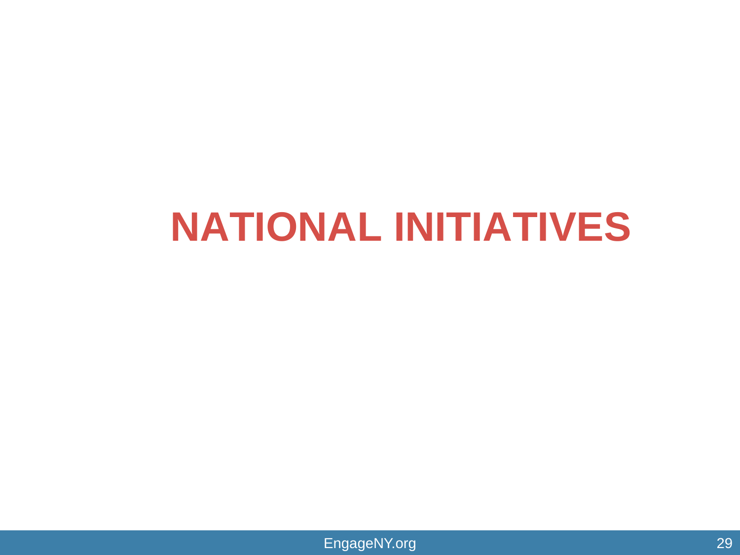# NATIONAL INITIATIVES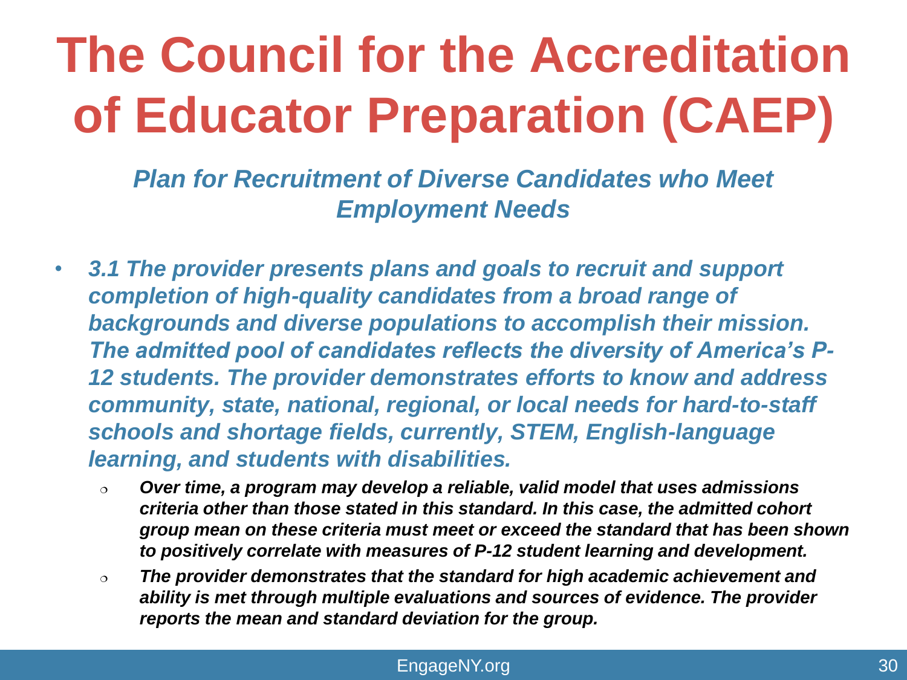# The Council for the Accreditation of Educator Preparation (CAEP)

***Plan for Recruitment of Diverse Candidates who Meet Employment Needs***

- ***3.1 The provider presents plans and goals to recruit and support completion of high-quality candidates from a broad range of backgrounds and diverse populations to accomplish their mission. The admitted pool of candidates reflects the diversity of America's P-12 students. The provider demonstrates efforts to know and address community, state, national, regional, or local needs for hard-to-staff schools and shortage fields, currently, STEM, English-language learning, and students with disabilities.***
  - ***Over time, a program may develop a reliable, valid model that uses admissions criteria other than those stated in this standard. In this case, the admitted cohort group mean on these criteria must meet or exceed the standard that has been shown to positively correlate with measures of P-12 student learning and development.***
  - ***The provider demonstrates that the standard for high academic achievement and ability is met through multiple evaluations and sources of evidence. The provider reports the mean and standard deviation for the group.***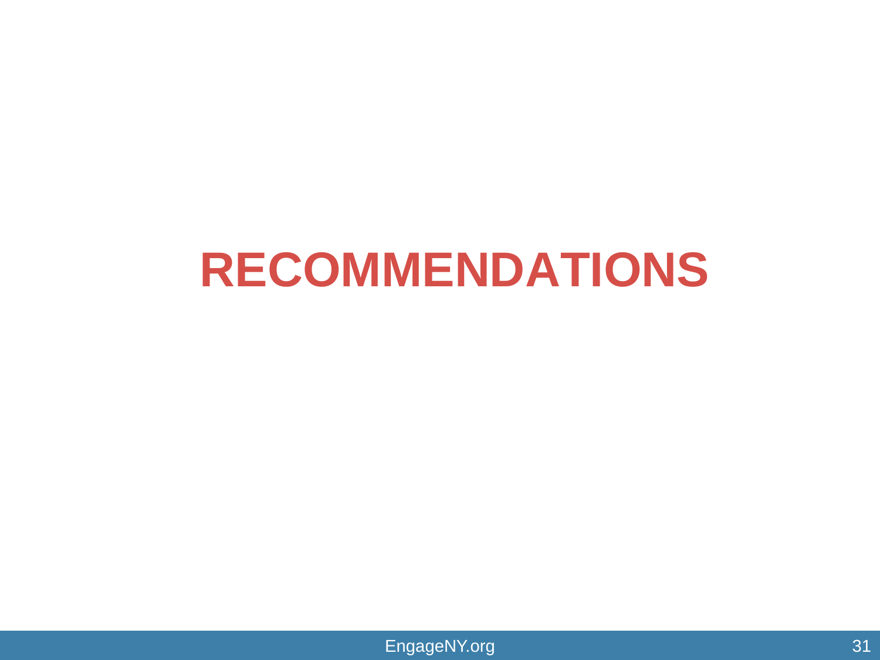# RECOMMENDATIONS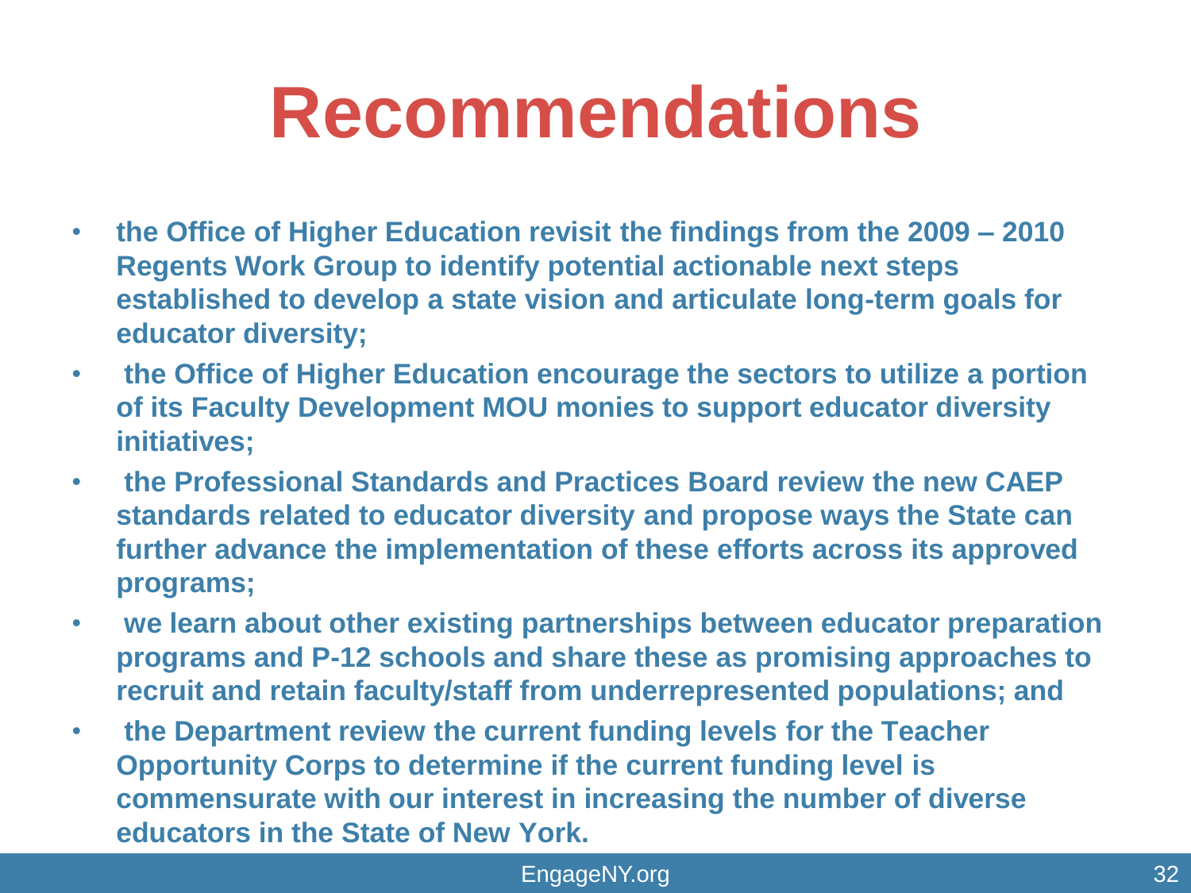# Recommendations

- **the Office of Higher Education revisit the findings from the 2009 – 2010 Regents Work Group to identify potential actionable next steps established to develop a state vision and articulate long-term goals for educator diversity;**
- **the Office of Higher Education encourage the sectors to utilize a portion of its Faculty Development MOU monies to support educator diversity initiatives;**
- **the Professional Standards and Practices Board review the new CAEP standards related to educator diversity and propose ways the State can further advance the implementation of these efforts across its approved programs;**
- **we learn about other existing partnerships between educator preparation programs and P-12 schools and share these as promising approaches to recruit and retain faculty/staff from underrepresented populations; and**
- **the Department review the current funding levels for the Teacher Opportunity Corps to determine if the current funding level is commensurate with our interest in increasing the number of diverse educators in the State of New York.**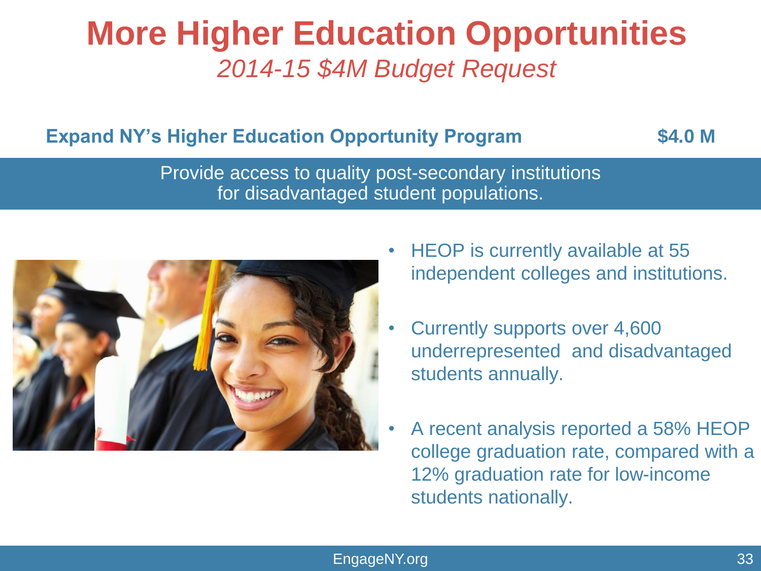# More Higher Education Opportunities

*2014-15 $4M Budget Request*

**Expand NY's Higher Education Opportunity Program** **$4.0 M**

Provide access to quality post-secondary institutions for disadvantaged student populations.

- HEOP is currently available at 55 independent colleges and institutions.
- Currently supports over 4,600 underrepresented and disadvantaged students annually.
- A recent analysis reported a 58% HEOP college graduation rate, compared with a 12% graduation rate for low-income students nationally.

EngageNY.org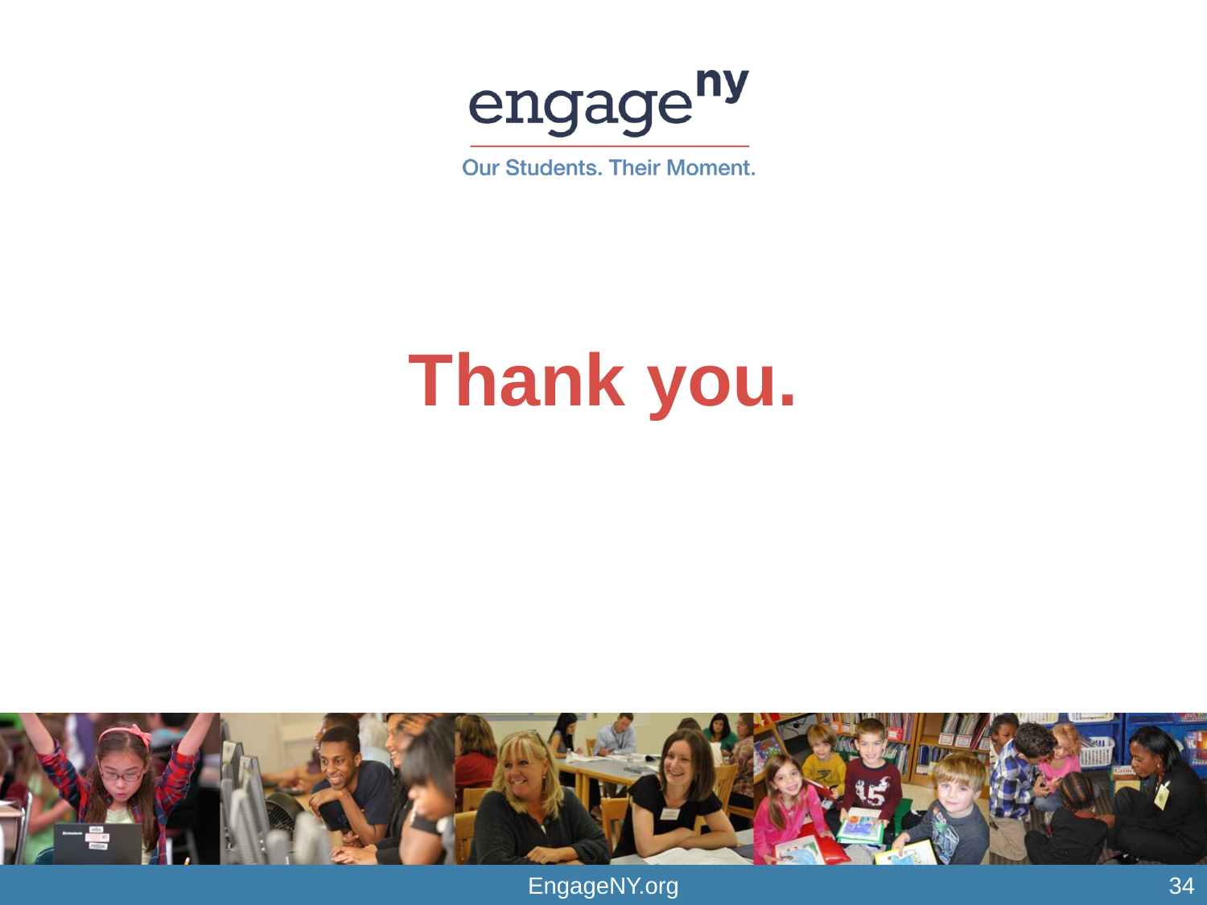engage^ny

Our Students. Their Moment.

# Thank you.

EngageNY.org